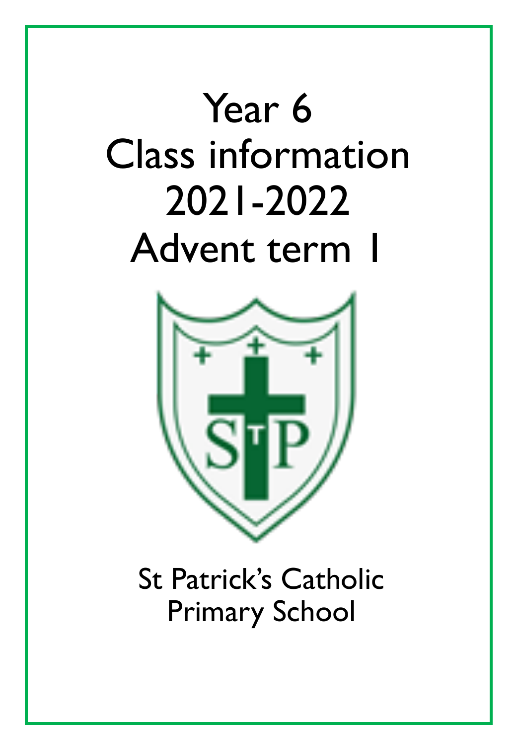# Year 6
# Class information
# 2021-2022
# Advent term 1

St Patrick's Catholic
Primary School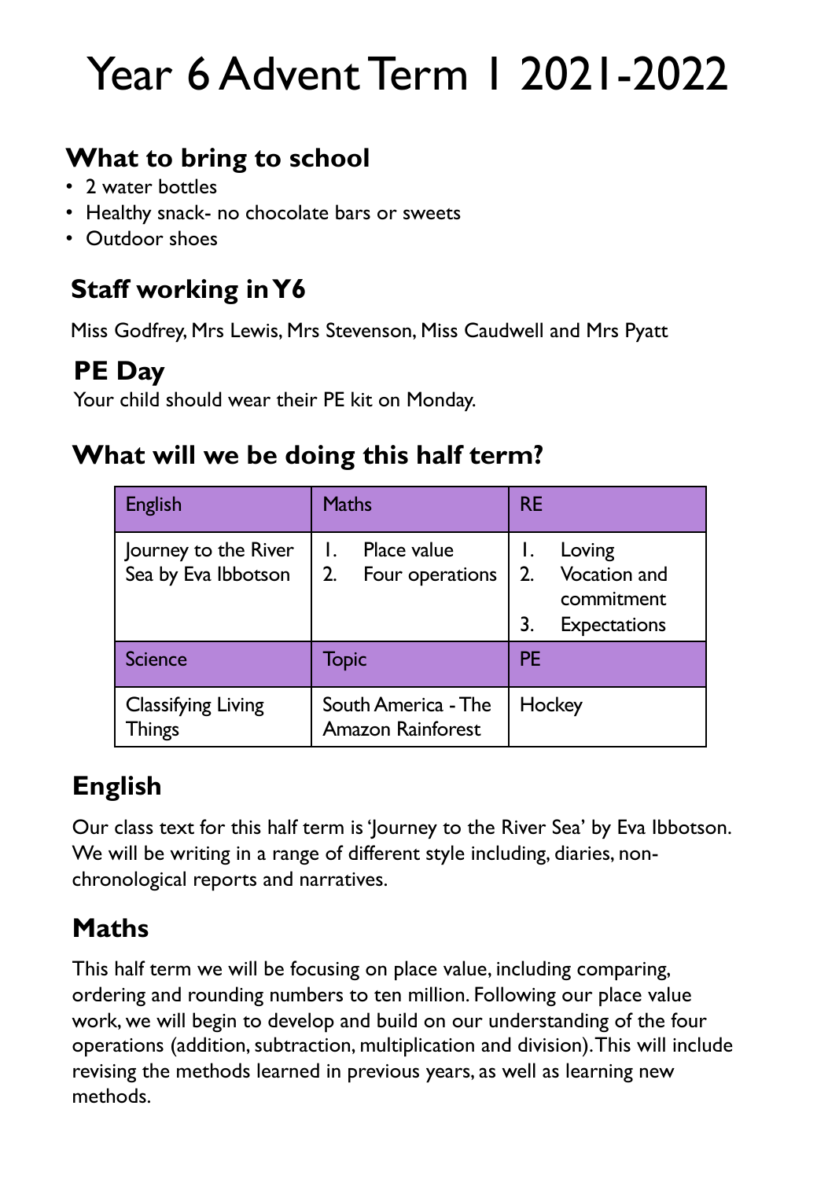# Year 6 Advent Term 1 2021-2022

## What to bring to school

- 2 water bottles
- Healthy snack- no chocolate bars or sweets
- Outdoor shoes

## Staff working in Y6

Miss Godfrey, Mrs Lewis, Mrs Stevenson, Miss Caudwell and Mrs Pyatt

## PE Day

Your child should wear their PE kit on Monday.

## What will we be doing this half term?

| English | Maths | RE |
|---|---|---|
| Journey to the River Sea by Eva Ibbotson | 1. Place value<br>2. Four operations | 1. Loving<br>2. Vocation and commitment<br>3. Expectations |
| **Science** | **Topic** | **PE** |
| Classifying Living Things | South America - The Amazon Rainforest | Hockey |

## English

Our class text for this half term is 'Journey to the River Sea' by Eva Ibbotson. We will be writing in a range of different style including, diaries, non-chronological reports and narratives.

## Maths

This half term we will be focusing on place value, including comparing, ordering and rounding numbers to ten million. Following our place value work, we will begin to develop and build on our understanding of the four operations (addition, subtraction, multiplication and division). This will include revising the methods learned in previous years, as well as learning new methods.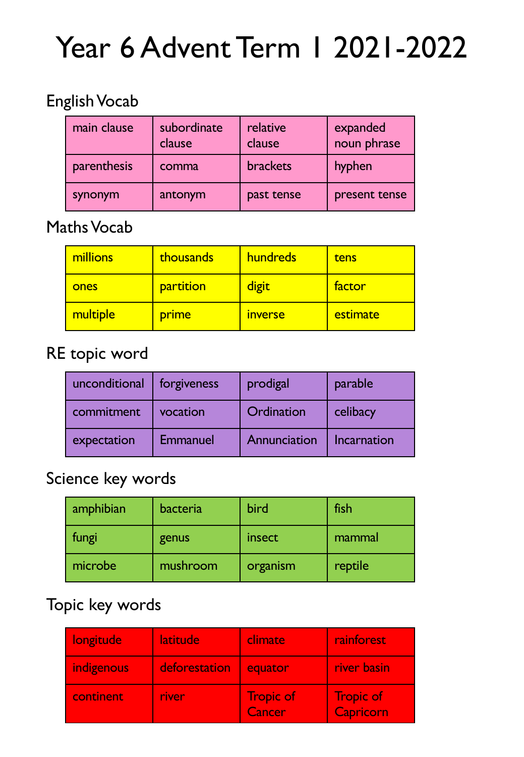# Year 6 Advent Term 1 2021-2022

## English Vocab

| | | | |
|---|---|---|---|
| main clause | subordinate clause | relative clause | expanded noun phrase |
| parenthesis | comma | brackets | hyphen |
| synonym | antonym | past tense | present tense |

## Maths Vocab

| | | | |
|---|---|---|---|
| millions | thousands | hundreds | tens |
| ones | partition | digit | factor |
| multiple | prime | inverse | estimate |

## RE topic word

| | | | |
|---|---|---|---|
| unconditional | forgiveness | prodigal | parable |
| commitment | vocation | Ordination | celibacy |
| expectation | Emmanuel | Annunciation | Incarnation |

## Science key words

| | | | |
|---|---|---|---|
| amphibian | bacteria | bird | fish |
| fungi | genus | insect | mammal |
| microbe | mushroom | organism | reptile |

## Topic key words

| | | | |
|---|---|---|---|
| longitude | latitude | climate | rainforest |
| indigenous | deforestation | equator | river basin |
| continent | river | Tropic of Cancer | Tropic of Capricorn |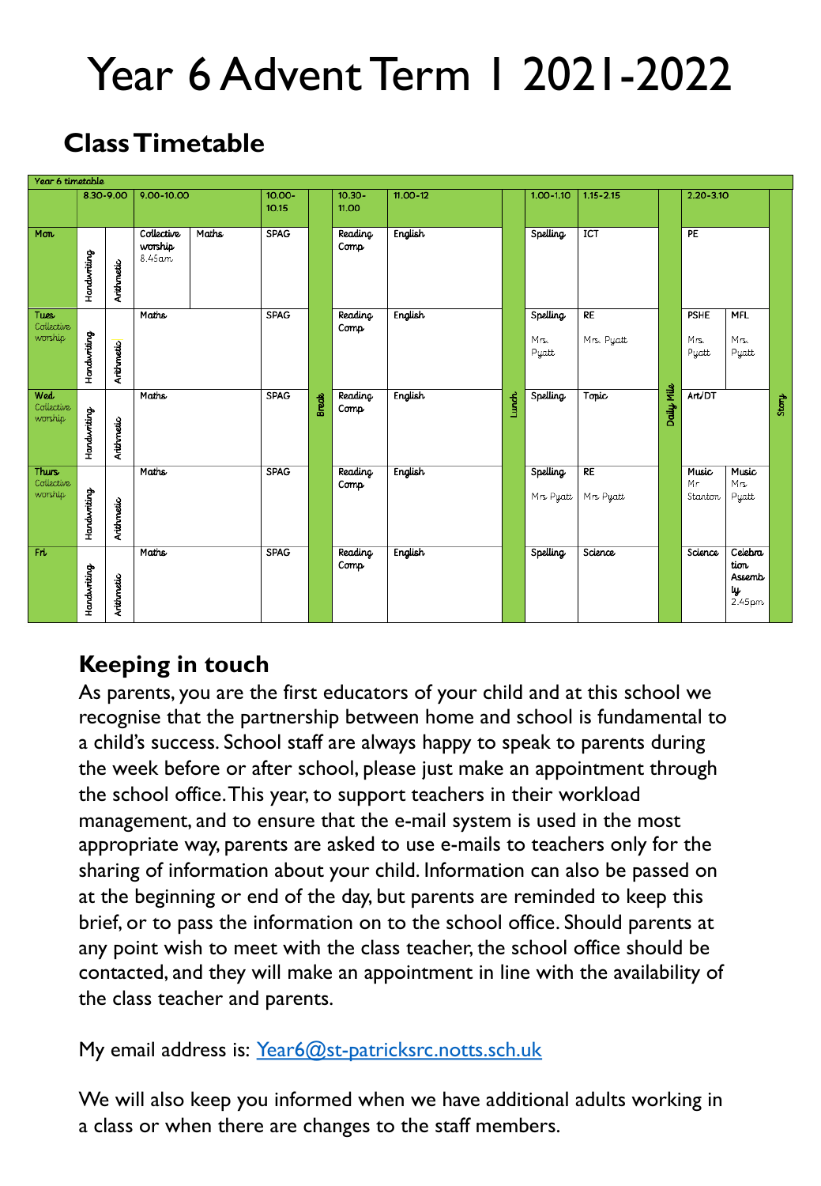# Year 6 Advent Term 1 2021-2022

## Class Timetable

| Year 6 timetable | | | | | | | | | | | | | | | | |
|---|---|---|---|---|---|---|---|---|---|---|---|---|---|---|---|---|
| | 8.30-9.00 | | 9.00-10.00 | | 10.00-10.15 | | 10.30-11.00 | 11.00-12 | | 1.00-1.10 | 1.15-2.15 | | 2.20-3.10 | | |
| Mon | Handwriting | Arithmetic | Collective worship 8.45am | Maths | SPAG | Break | Reading Comp | English | Lunch | Spelling | ICT | Daily Mile | PE | | Story |
| Tues Collective worship | Handwriting | Arithmetic | Maths | | SPAG | Break | Reading Comp | English | Lunch | Spelling Mrs. Pyatt | RE Mrs. Pyatt | Daily Mile | PSHE Mrs. Pyatt | MFL Mrs. Pyatt | Story |
| Wed Collective worship | Handwriting | Arithmetic | Maths | | SPAG | Break | Reading Comp | English | Lunch | Spelling | Topic | Daily Mile | Art/DT | | Story |
| Thurs Collective worship | Handwriting | Arithmetic | Maths | | SPAG | Break | Reading Comp | English | Lunch | Spelling Mrs Pyatt | RE Mrs Pyatt | Daily Mile | Music Mr Stanton | Music Mrs Pyatt | Story |
| Fri | Handwriting | Arithmetic | Maths | | SPAG | Break | Reading Comp | English | Lunch | Spelling | Science | Daily Mile | Science | Celebration Assembly 2.45pm | Story |

## Keeping in touch

As parents, you are the first educators of your child and at this school we recognise that the partnership between home and school is fundamental to a child's success. School staff are always happy to speak to parents during the week before or after school, please just make an appointment through the school office. This year, to support teachers in their workload management, and to ensure that the e-mail system is used in the most appropriate way, parents are asked to use e-mails to teachers only for the sharing of information about your child. Information can also be passed on at the beginning or end of the day, but parents are reminded to keep this brief, or to pass the information on to the school office. Should parents at any point wish to meet with the class teacher, the school office should be contacted, and they will make an appointment in line with the availability of the class teacher and parents.

My email address is: Year6@st-patricksrc.notts.sch.uk

We will also keep you informed when we have additional adults working in a class or when there are changes to the staff members.